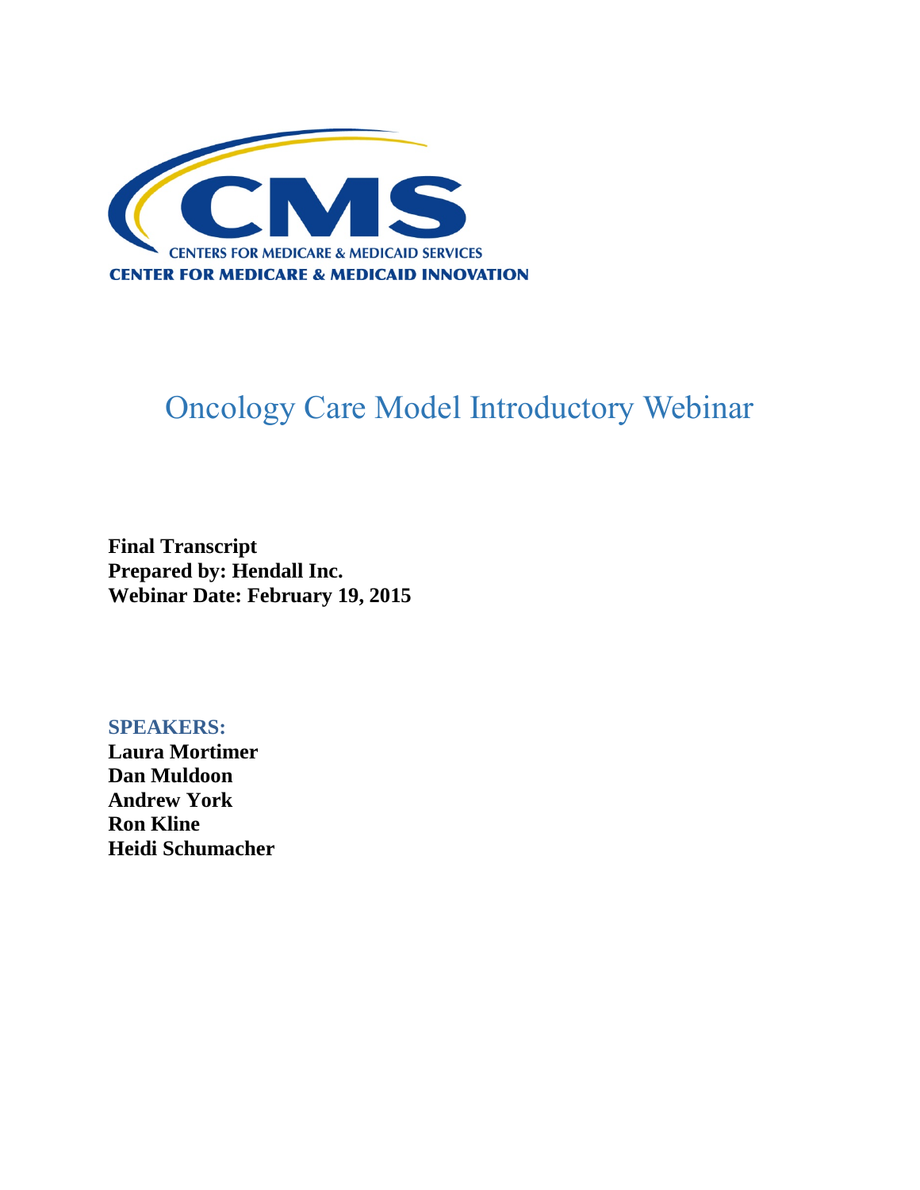CMS

CENTERS FOR MEDICARE & MEDICAID SERVICES

CENTER FOR MEDICARE & MEDICAID INNOVATION

# Oncology Care Model Introductory Webinar

**Final Transcript**
**Prepared by: Hendall Inc.**
**Webinar Date: February 19, 2015**

**SPEAKERS:**

**Laura Mortimer**
**Dan Muldoon**
**Andrew York**
**Ron Kline**
**Heidi Schumacher**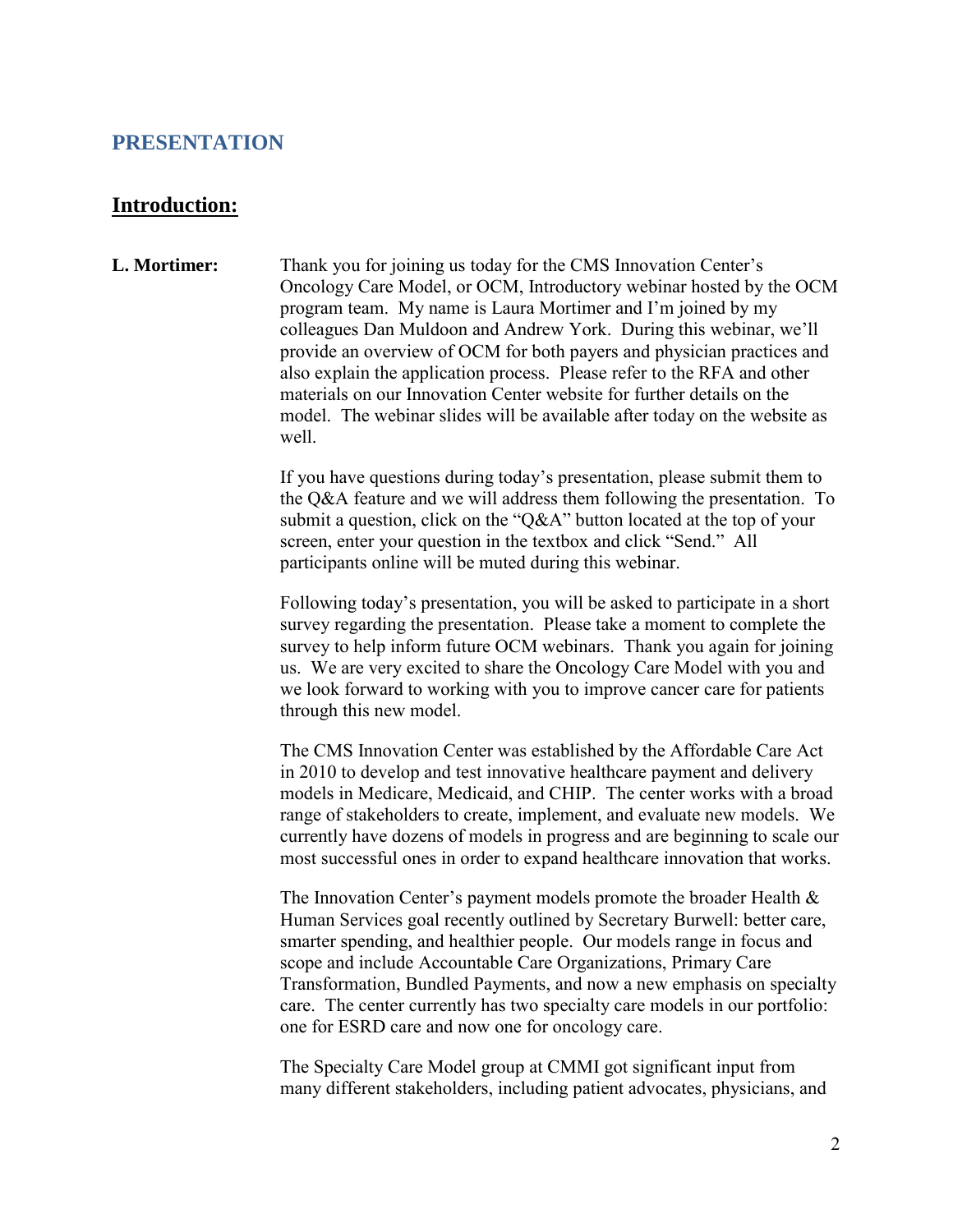## PRESENTATION

### Introduction:

**L. Mortimer:** Thank you for joining us today for the CMS Innovation Center's Oncology Care Model, or OCM, Introductory webinar hosted by the OCM program team. My name is Laura Mortimer and I'm joined by my colleagues Dan Muldoon and Andrew York. During this webinar, we'll provide an overview of OCM for both payers and physician practices and also explain the application process. Please refer to the RFA and other materials on our Innovation Center website for further details on the model. The webinar slides will be available after today on the website as well.

If you have questions during today's presentation, please submit them to the Q&A feature and we will address them following the presentation. To submit a question, click on the "Q&A" button located at the top of your screen, enter your question in the textbox and click "Send." All participants online will be muted during this webinar.

Following today's presentation, you will be asked to participate in a short survey regarding the presentation. Please take a moment to complete the survey to help inform future OCM webinars. Thank you again for joining us. We are very excited to share the Oncology Care Model with you and we look forward to working with you to improve cancer care for patients through this new model.

The CMS Innovation Center was established by the Affordable Care Act in 2010 to develop and test innovative healthcare payment and delivery models in Medicare, Medicaid, and CHIP. The center works with a broad range of stakeholders to create, implement, and evaluate new models. We currently have dozens of models in progress and are beginning to scale our most successful ones in order to expand healthcare innovation that works.

The Innovation Center's payment models promote the broader Health & Human Services goal recently outlined by Secretary Burwell: better care, smarter spending, and healthier people. Our models range in focus and scope and include Accountable Care Organizations, Primary Care Transformation, Bundled Payments, and now a new emphasis on specialty care. The center currently has two specialty care models in our portfolio: one for ESRD care and now one for oncology care.

The Specialty Care Model group at CMMI got significant input from many different stakeholders, including patient advocates, physicians, and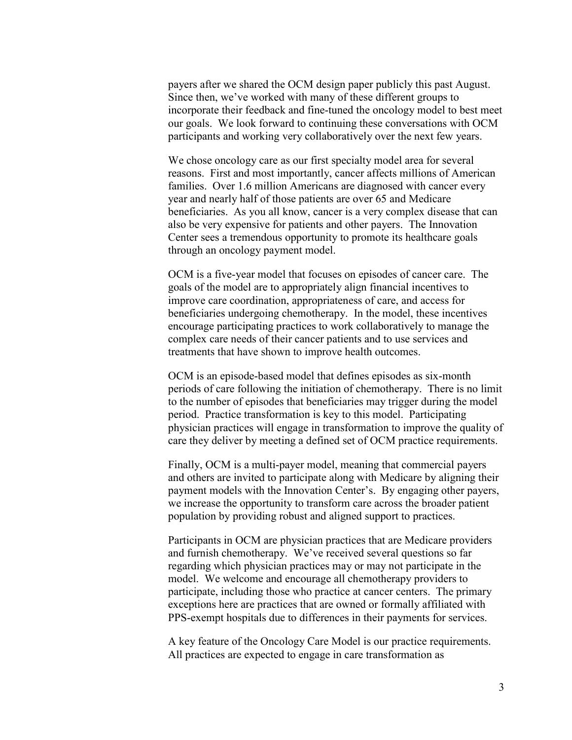payers after we shared the OCM design paper publicly this past August. Since then, we've worked with many of these different groups to incorporate their feedback and fine-tuned the oncology model to best meet our goals. We look forward to continuing these conversations with OCM participants and working very collaboratively over the next few years.

We chose oncology care as our first specialty model area for several reasons. First and most importantly, cancer affects millions of American families. Over 1.6 million Americans are diagnosed with cancer every year and nearly half of those patients are over 65 and Medicare beneficiaries. As you all know, cancer is a very complex disease that can also be very expensive for patients and other payers. The Innovation Center sees a tremendous opportunity to promote its healthcare goals through an oncology payment model.

OCM is a five-year model that focuses on episodes of cancer care. The goals of the model are to appropriately align financial incentives to improve care coordination, appropriateness of care, and access for beneficiaries undergoing chemotherapy. In the model, these incentives encourage participating practices to work collaboratively to manage the complex care needs of their cancer patients and to use services and treatments that have shown to improve health outcomes.

OCM is an episode-based model that defines episodes as six-month periods of care following the initiation of chemotherapy. There is no limit to the number of episodes that beneficiaries may trigger during the model period. Practice transformation is key to this model. Participating physician practices will engage in transformation to improve the quality of care they deliver by meeting a defined set of OCM practice requirements.

Finally, OCM is a multi-payer model, meaning that commercial payers and others are invited to participate along with Medicare by aligning their payment models with the Innovation Center's. By engaging other payers, we increase the opportunity to transform care across the broader patient population by providing robust and aligned support to practices.

Participants in OCM are physician practices that are Medicare providers and furnish chemotherapy. We've received several questions so far regarding which physician practices may or may not participate in the model. We welcome and encourage all chemotherapy providers to participate, including those who practice at cancer centers. The primary exceptions here are practices that are owned or formally affiliated with PPS-exempt hospitals due to differences in their payments for services.

A key feature of the Oncology Care Model is our practice requirements. All practices are expected to engage in care transformation as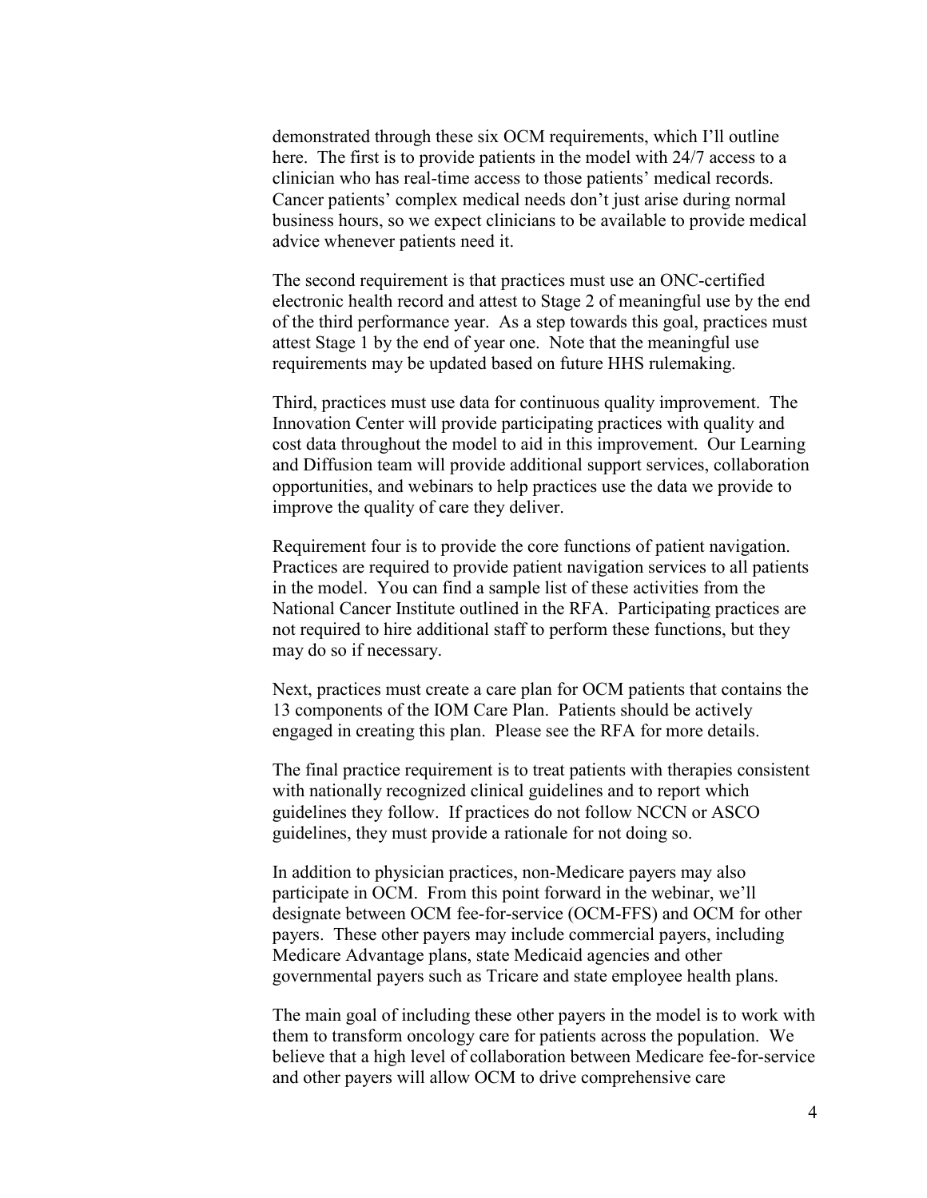demonstrated through these six OCM requirements, which I'll outline here. The first is to provide patients in the model with 24/7 access to a clinician who has real-time access to those patients' medical records. Cancer patients' complex medical needs don't just arise during normal business hours, so we expect clinicians to be available to provide medical advice whenever patients need it.

The second requirement is that practices must use an ONC-certified electronic health record and attest to Stage 2 of meaningful use by the end of the third performance year. As a step towards this goal, practices must attest Stage 1 by the end of year one. Note that the meaningful use requirements may be updated based on future HHS rulemaking.

Third, practices must use data for continuous quality improvement. The Innovation Center will provide participating practices with quality and cost data throughout the model to aid in this improvement. Our Learning and Diffusion team will provide additional support services, collaboration opportunities, and webinars to help practices use the data we provide to improve the quality of care they deliver.

Requirement four is to provide the core functions of patient navigation. Practices are required to provide patient navigation services to all patients in the model. You can find a sample list of these activities from the National Cancer Institute outlined in the RFA. Participating practices are not required to hire additional staff to perform these functions, but they may do so if necessary.

Next, practices must create a care plan for OCM patients that contains the 13 components of the IOM Care Plan. Patients should be actively engaged in creating this plan. Please see the RFA for more details.

The final practice requirement is to treat patients with therapies consistent with nationally recognized clinical guidelines and to report which guidelines they follow. If practices do not follow NCCN or ASCO guidelines, they must provide a rationale for not doing so.

In addition to physician practices, non-Medicare payers may also participate in OCM. From this point forward in the webinar, we'll designate between OCM fee-for-service (OCM-FFS) and OCM for other payers. These other payers may include commercial payers, including Medicare Advantage plans, state Medicaid agencies and other governmental payers such as Tricare and state employee health plans.

The main goal of including these other payers in the model is to work with them to transform oncology care for patients across the population. We believe that a high level of collaboration between Medicare fee-for-service and other payers will allow OCM to drive comprehensive care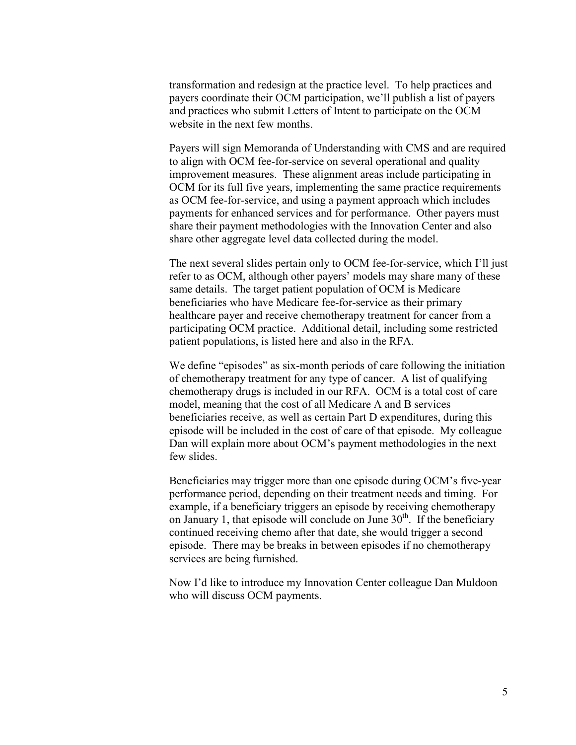transformation and redesign at the practice level. To help practices and payers coordinate their OCM participation, we'll publish a list of payers and practices who submit Letters of Intent to participate on the OCM website in the next few months.

Payers will sign Memoranda of Understanding with CMS and are required to align with OCM fee-for-service on several operational and quality improvement measures. These alignment areas include participating in OCM for its full five years, implementing the same practice requirements as OCM fee-for-service, and using a payment approach which includes payments for enhanced services and for performance. Other payers must share their payment methodologies with the Innovation Center and also share other aggregate level data collected during the model.

The next several slides pertain only to OCM fee-for-service, which I'll just refer to as OCM, although other payers' models may share many of these same details. The target patient population of OCM is Medicare beneficiaries who have Medicare fee-for-service as their primary healthcare payer and receive chemotherapy treatment for cancer from a participating OCM practice. Additional detail, including some restricted patient populations, is listed here and also in the RFA.

We define "episodes" as six-month periods of care following the initiation of chemotherapy treatment for any type of cancer. A list of qualifying chemotherapy drugs is included in our RFA. OCM is a total cost of care model, meaning that the cost of all Medicare A and B services beneficiaries receive, as well as certain Part D expenditures, during this episode will be included in the cost of care of that episode. My colleague Dan will explain more about OCM's payment methodologies in the next few slides.

Beneficiaries may trigger more than one episode during OCM's five-year performance period, depending on their treatment needs and timing. For example, if a beneficiary triggers an episode by receiving chemotherapy on January 1, that episode will conclude on June 30th. If the beneficiary continued receiving chemo after that date, she would trigger a second episode. There may be breaks in between episodes if no chemotherapy services are being furnished.

Now I'd like to introduce my Innovation Center colleague Dan Muldoon who will discuss OCM payments.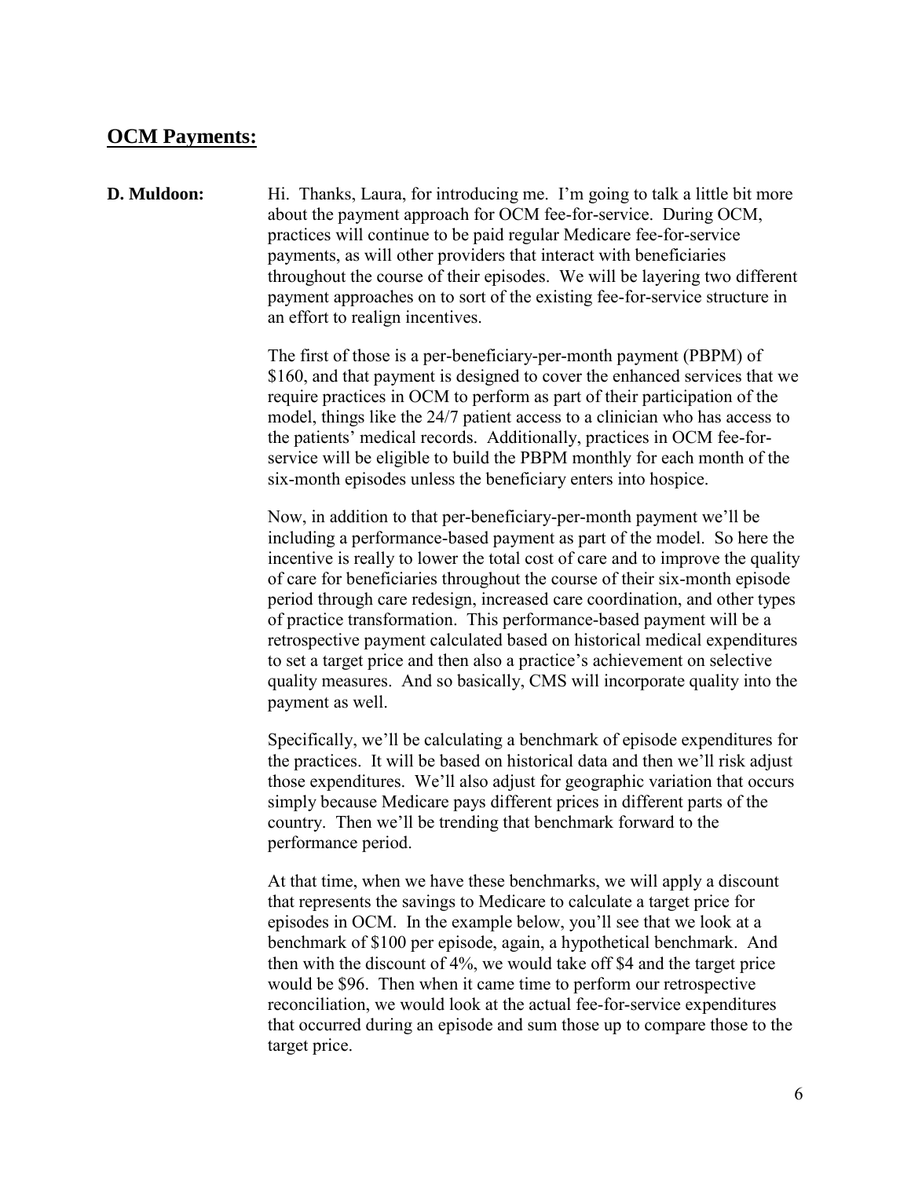## OCM Payments:

**D. Muldoon:** Hi. Thanks, Laura, for introducing me. I'm going to talk a little bit more about the payment approach for OCM fee-for-service. During OCM, practices will continue to be paid regular Medicare fee-for-service payments, as will other providers that interact with beneficiaries throughout the course of their episodes. We will be layering two different payment approaches on to sort of the existing fee-for-service structure in an effort to realign incentives.

The first of those is a per-beneficiary-per-month payment (PBPM) of $160, and that payment is designed to cover the enhanced services that we require practices in OCM to perform as part of their participation of the model, things like the 24/7 patient access to a clinician who has access to the patients' medical records. Additionally, practices in OCM fee-for-service will be eligible to build the PBPM monthly for each month of the six-month episodes unless the beneficiary enters into hospice.

Now, in addition to that per-beneficiary-per-month payment we'll be including a performance-based payment as part of the model. So here the incentive is really to lower the total cost of care and to improve the quality of care for beneficiaries throughout the course of their six-month episode period through care redesign, increased care coordination, and other types of practice transformation. This performance-based payment will be a retrospective payment calculated based on historical medical expenditures to set a target price and then also a practice's achievement on selective quality measures. And so basically, CMS will incorporate quality into the payment as well.

Specifically, we'll be calculating a benchmark of episode expenditures for the practices. It will be based on historical data and then we'll risk adjust those expenditures. We'll also adjust for geographic variation that occurs simply because Medicare pays different prices in different parts of the country. Then we'll be trending that benchmark forward to the performance period.

At that time, when we have these benchmarks, we will apply a discount that represents the savings to Medicare to calculate a target price for episodes in OCM. In the example below, you'll see that we look at a benchmark of $100 per episode, again, a hypothetical benchmark. And then with the discount of 4%, we would take off $4 and the target price would be $96. Then when it came time to perform our retrospective reconciliation, we would look at the actual fee-for-service expenditures that occurred during an episode and sum those up to compare those to the target price.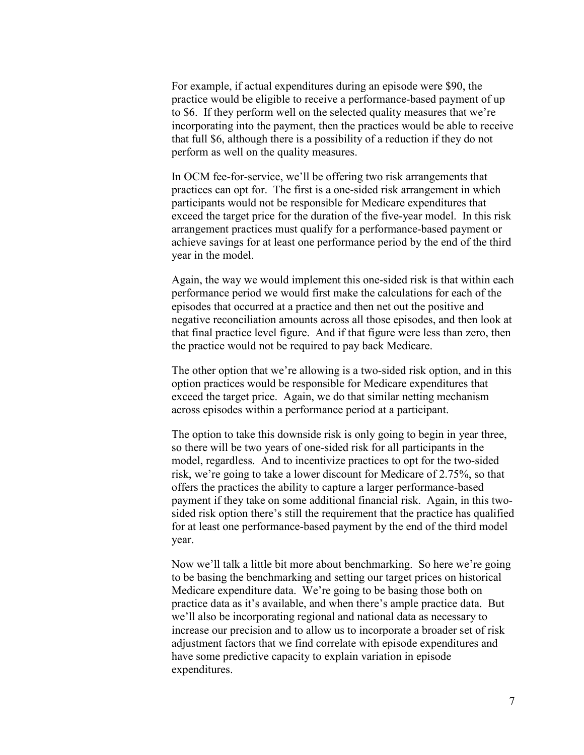For example, if actual expenditures during an episode were $90, the practice would be eligible to receive a performance-based payment of up to $6. If they perform well on the selected quality measures that we're incorporating into the payment, then the practices would be able to receive that full $6, although there is a possibility of a reduction if they do not perform as well on the quality measures.

In OCM fee-for-service, we'll be offering two risk arrangements that practices can opt for. The first is a one-sided risk arrangement in which participants would not be responsible for Medicare expenditures that exceed the target price for the duration of the five-year model. In this risk arrangement practices must qualify for a performance-based payment or achieve savings for at least one performance period by the end of the third year in the model.

Again, the way we would implement this one-sided risk is that within each performance period we would first make the calculations for each of the episodes that occurred at a practice and then net out the positive and negative reconciliation amounts across all those episodes, and then look at that final practice level figure. And if that figure were less than zero, then the practice would not be required to pay back Medicare.

The other option that we're allowing is a two-sided risk option, and in this option practices would be responsible for Medicare expenditures that exceed the target price. Again, we do that similar netting mechanism across episodes within a performance period at a participant.

The option to take this downside risk is only going to begin in year three, so there will be two years of one-sided risk for all participants in the model, regardless. And to incentivize practices to opt for the two-sided risk, we're going to take a lower discount for Medicare of 2.75%, so that offers the practices the ability to capture a larger performance-based payment if they take on some additional financial risk. Again, in this two-sided risk option there's still the requirement that the practice has qualified for at least one performance-based payment by the end of the third model year.

Now we'll talk a little bit more about benchmarking. So here we're going to be basing the benchmarking and setting our target prices on historical Medicare expenditure data. We're going to be basing those both on practice data as it's available, and when there's ample practice data. But we'll also be incorporating regional and national data as necessary to increase our precision and to allow us to incorporate a broader set of risk adjustment factors that we find correlate with episode expenditures and have some predictive capacity to explain variation in episode expenditures.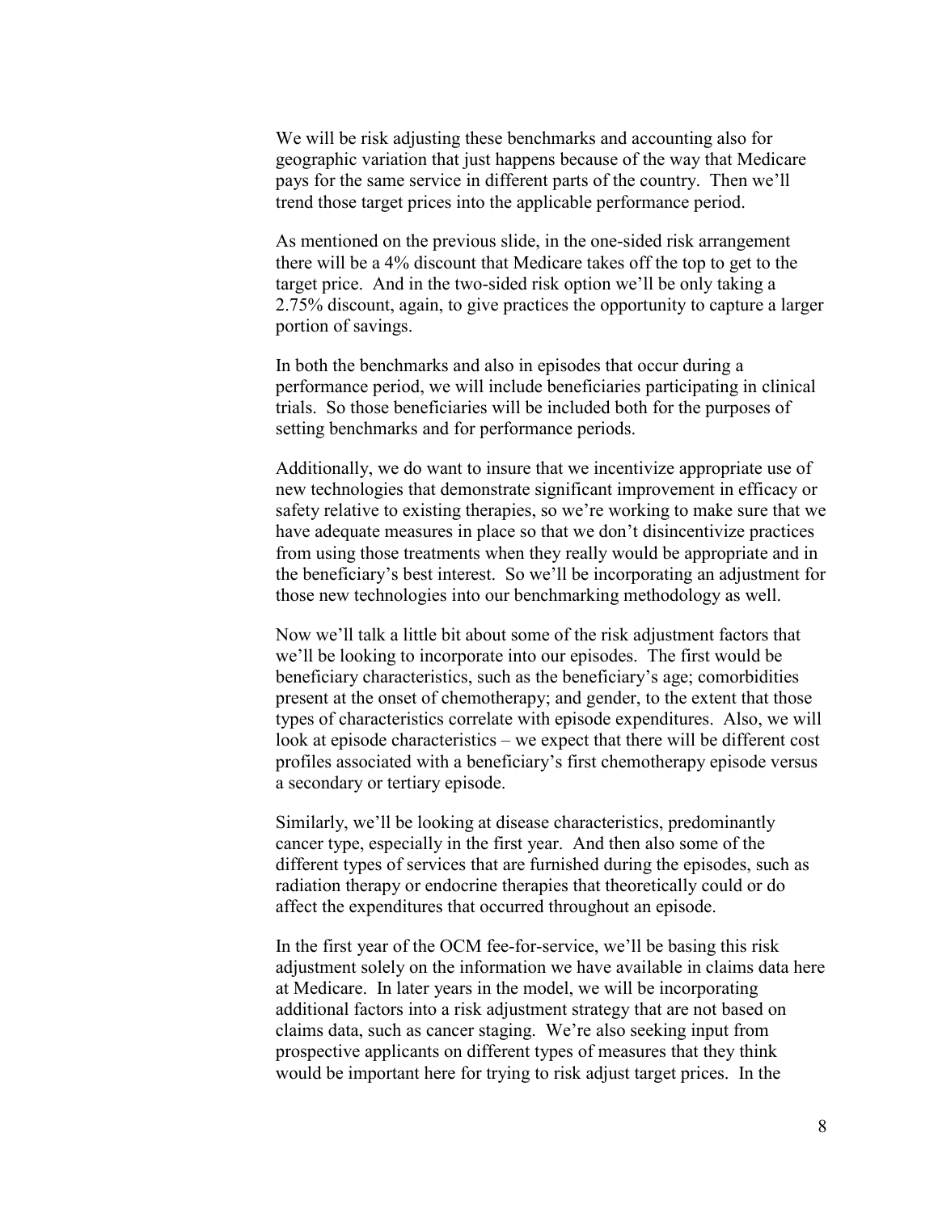We will be risk adjusting these benchmarks and accounting also for geographic variation that just happens because of the way that Medicare pays for the same service in different parts of the country. Then we'll trend those target prices into the applicable performance period.

As mentioned on the previous slide, in the one-sided risk arrangement there will be a 4% discount that Medicare takes off the top to get to the target price. And in the two-sided risk option we'll be only taking a 2.75% discount, again, to give practices the opportunity to capture a larger portion of savings.

In both the benchmarks and also in episodes that occur during a performance period, we will include beneficiaries participating in clinical trials. So those beneficiaries will be included both for the purposes of setting benchmarks and for performance periods.

Additionally, we do want to insure that we incentivize appropriate use of new technologies that demonstrate significant improvement in efficacy or safety relative to existing therapies, so we're working to make sure that we have adequate measures in place so that we don't disincentivize practices from using those treatments when they really would be appropriate and in the beneficiary's best interest. So we'll be incorporating an adjustment for those new technologies into our benchmarking methodology as well.

Now we'll talk a little bit about some of the risk adjustment factors that we'll be looking to incorporate into our episodes. The first would be beneficiary characteristics, such as the beneficiary's age; comorbidities present at the onset of chemotherapy; and gender, to the extent that those types of characteristics correlate with episode expenditures. Also, we will look at episode characteristics – we expect that there will be different cost profiles associated with a beneficiary's first chemotherapy episode versus a secondary or tertiary episode.

Similarly, we'll be looking at disease characteristics, predominantly cancer type, especially in the first year. And then also some of the different types of services that are furnished during the episodes, such as radiation therapy or endocrine therapies that theoretically could or do affect the expenditures that occurred throughout an episode.

In the first year of the OCM fee-for-service, we'll be basing this risk adjustment solely on the information we have available in claims data here at Medicare. In later years in the model, we will be incorporating additional factors into a risk adjustment strategy that are not based on claims data, such as cancer staging. We're also seeking input from prospective applicants on different types of measures that they think would be important here for trying to risk adjust target prices. In the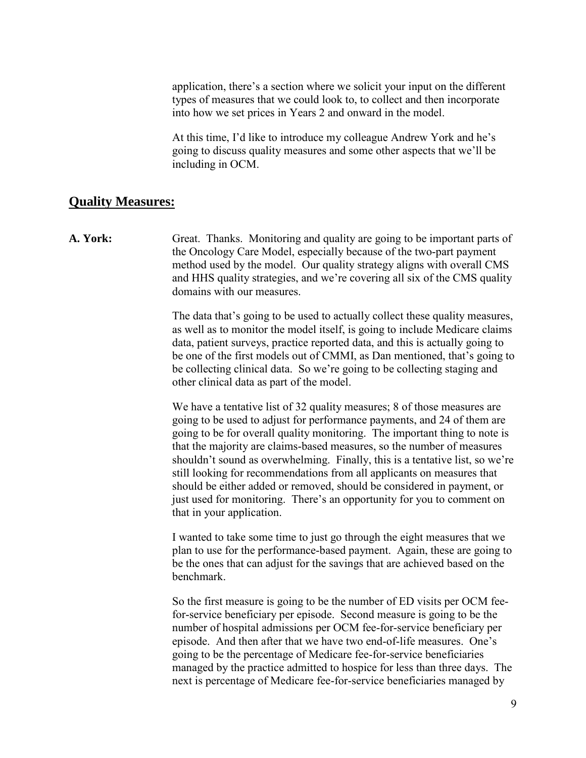application, there's a section where we solicit your input on the different types of measures that we could look to, to collect and then incorporate into how we set prices in Years 2 and onward in the model.

At this time, I'd like to introduce my colleague Andrew York and he's going to discuss quality measures and some other aspects that we'll be including in OCM.

## Quality Measures:

**A. York:** Great. Thanks. Monitoring and quality are going to be important parts of the Oncology Care Model, especially because of the two-part payment method used by the model. Our quality strategy aligns with overall CMS and HHS quality strategies, and we're covering all six of the CMS quality domains with our measures.

The data that's going to be used to actually collect these quality measures, as well as to monitor the model itself, is going to include Medicare claims data, patient surveys, practice reported data, and this is actually going to be one of the first models out of CMMI, as Dan mentioned, that's going to be collecting clinical data. So we're going to be collecting staging and other clinical data as part of the model.

We have a tentative list of 32 quality measures; 8 of those measures are going to be used to adjust for performance payments, and 24 of them are going to be for overall quality monitoring. The important thing to note is that the majority are claims-based measures, so the number of measures shouldn't sound as overwhelming. Finally, this is a tentative list, so we're still looking for recommendations from all applicants on measures that should be either added or removed, should be considered in payment, or just used for monitoring. There's an opportunity for you to comment on that in your application.

I wanted to take some time to just go through the eight measures that we plan to use for the performance-based payment. Again, these are going to be the ones that can adjust for the savings that are achieved based on the benchmark.

So the first measure is going to be the number of ED visits per OCM fee-for-service beneficiary per episode. Second measure is going to be the number of hospital admissions per OCM fee-for-service beneficiary per episode. And then after that we have two end-of-life measures. One's going to be the percentage of Medicare fee-for-service beneficiaries managed by the practice admitted to hospice for less than three days. The next is percentage of Medicare fee-for-service beneficiaries managed by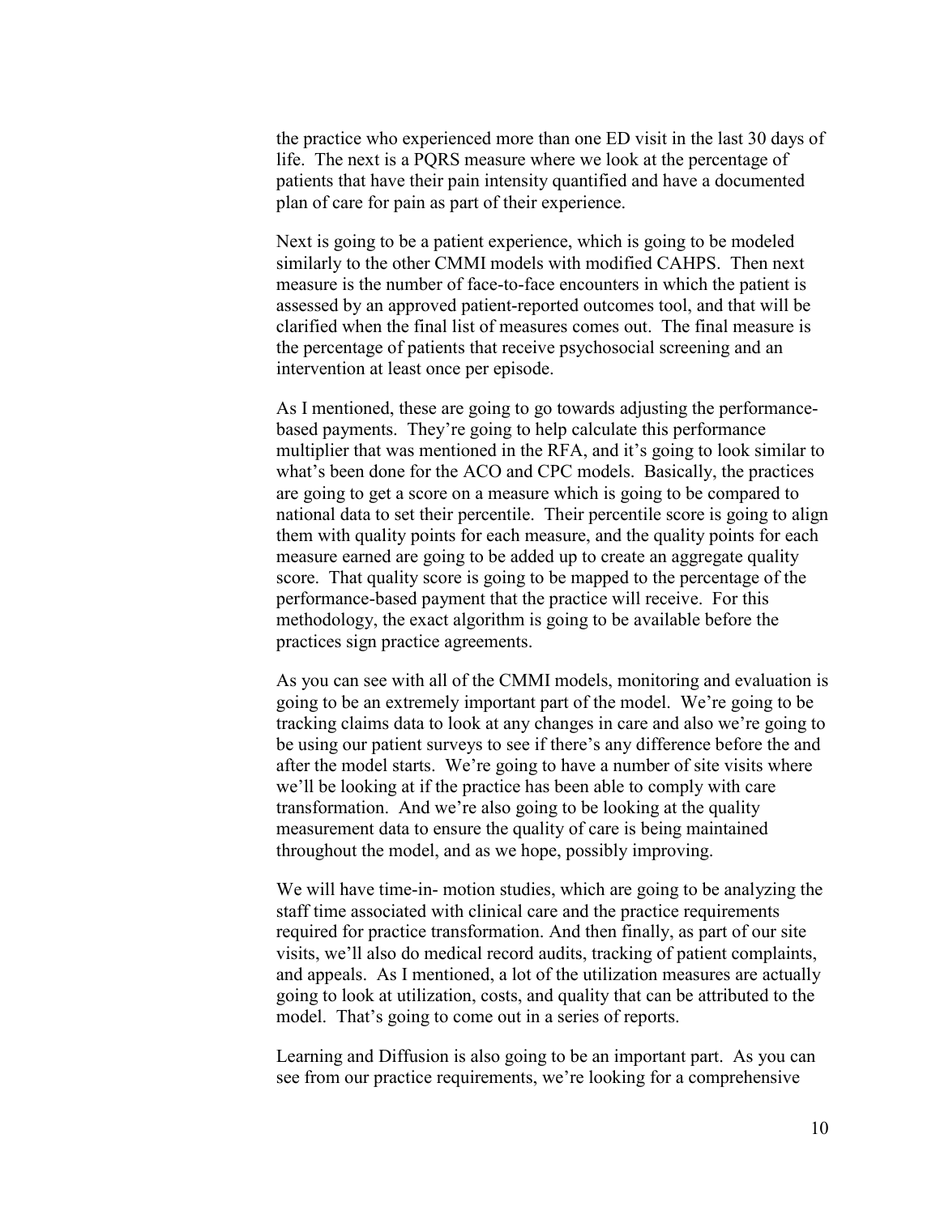the practice who experienced more than one ED visit in the last 30 days of life. The next is a PQRS measure where we look at the percentage of patients that have their pain intensity quantified and have a documented plan of care for pain as part of their experience.

Next is going to be a patient experience, which is going to be modeled similarly to the other CMMI models with modified CAHPS. Then next measure is the number of face-to-face encounters in which the patient is assessed by an approved patient-reported outcomes tool, and that will be clarified when the final list of measures comes out. The final measure is the percentage of patients that receive psychosocial screening and an intervention at least once per episode.

As I mentioned, these are going to go towards adjusting the performance-based payments. They're going to help calculate this performance multiplier that was mentioned in the RFA, and it's going to look similar to what's been done for the ACO and CPC models. Basically, the practices are going to get a score on a measure which is going to be compared to national data to set their percentile. Their percentile score is going to align them with quality points for each measure, and the quality points for each measure earned are going to be added up to create an aggregate quality score. That quality score is going to be mapped to the percentage of the performance-based payment that the practice will receive. For this methodology, the exact algorithm is going to be available before the practices sign practice agreements.

As you can see with all of the CMMI models, monitoring and evaluation is going to be an extremely important part of the model. We're going to be tracking claims data to look at any changes in care and also we're going to be using our patient surveys to see if there's any difference before the and after the model starts. We're going to have a number of site visits where we'll be looking at if the practice has been able to comply with care transformation. And we're also going to be looking at the quality measurement data to ensure the quality of care is being maintained throughout the model, and as we hope, possibly improving.

We will have time-in- motion studies, which are going to be analyzing the staff time associated with clinical care and the practice requirements required for practice transformation. And then finally, as part of our site visits, we'll also do medical record audits, tracking of patient complaints, and appeals. As I mentioned, a lot of the utilization measures are actually going to look at utilization, costs, and quality that can be attributed to the model. That's going to come out in a series of reports.

Learning and Diffusion is also going to be an important part. As you can see from our practice requirements, we're looking for a comprehensive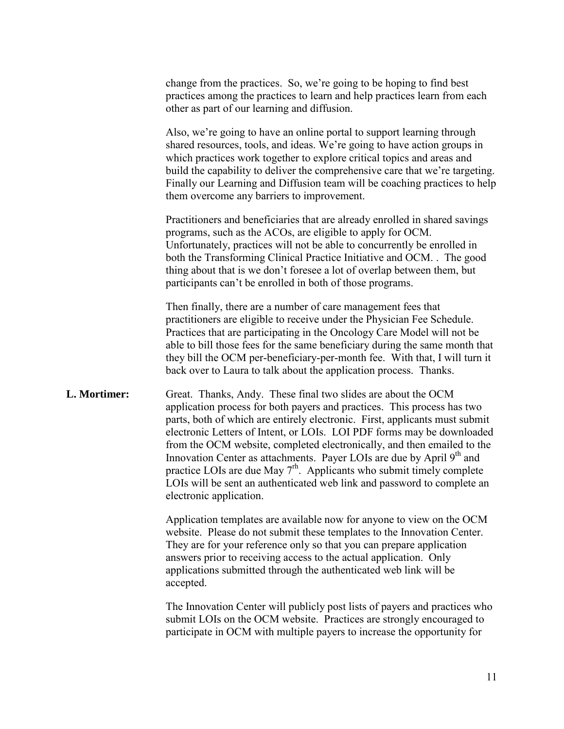change from the practices. So, we're going to be hoping to find best practices among the practices to learn and help practices learn from each other as part of our learning and diffusion.

Also, we're going to have an online portal to support learning through shared resources, tools, and ideas. We're going to have action groups in which practices work together to explore critical topics and areas and build the capability to deliver the comprehensive care that we're targeting. Finally our Learning and Diffusion team will be coaching practices to help them overcome any barriers to improvement.

Practitioners and beneficiaries that are already enrolled in shared savings programs, such as the ACOs, are eligible to apply for OCM. Unfortunately, practices will not be able to concurrently be enrolled in both the Transforming Clinical Practice Initiative and OCM. . The good thing about that is we don't foresee a lot of overlap between them, but participants can't be enrolled in both of those programs.

Then finally, there are a number of care management fees that practitioners are eligible to receive under the Physician Fee Schedule. Practices that are participating in the Oncology Care Model will not be able to bill those fees for the same beneficiary during the same month that they bill the OCM per-beneficiary-per-month fee. With that, I will turn it back over to Laura to talk about the application process. Thanks.

**L. Mortimer:** Great. Thanks, Andy. These final two slides are about the OCM application process for both payers and practices. This process has two parts, both of which are entirely electronic. First, applicants must submit electronic Letters of Intent, or LOIs. LOI PDF forms may be downloaded from the OCM website, completed electronically, and then emailed to the Innovation Center as attachments. Payer LOIs are due by April 9th and practice LOIs are due May 7rh. Applicants who submit timely complete LOIs will be sent an authenticated web link and password to complete an electronic application.

Application templates are available now for anyone to view on the OCM website. Please do not submit these templates to the Innovation Center. They are for your reference only so that you can prepare application answers prior to receiving access to the actual application. Only applications submitted through the authenticated web link will be accepted.

The Innovation Center will publicly post lists of payers and practices who submit LOIs on the OCM website. Practices are strongly encouraged to participate in OCM with multiple payers to increase the opportunity for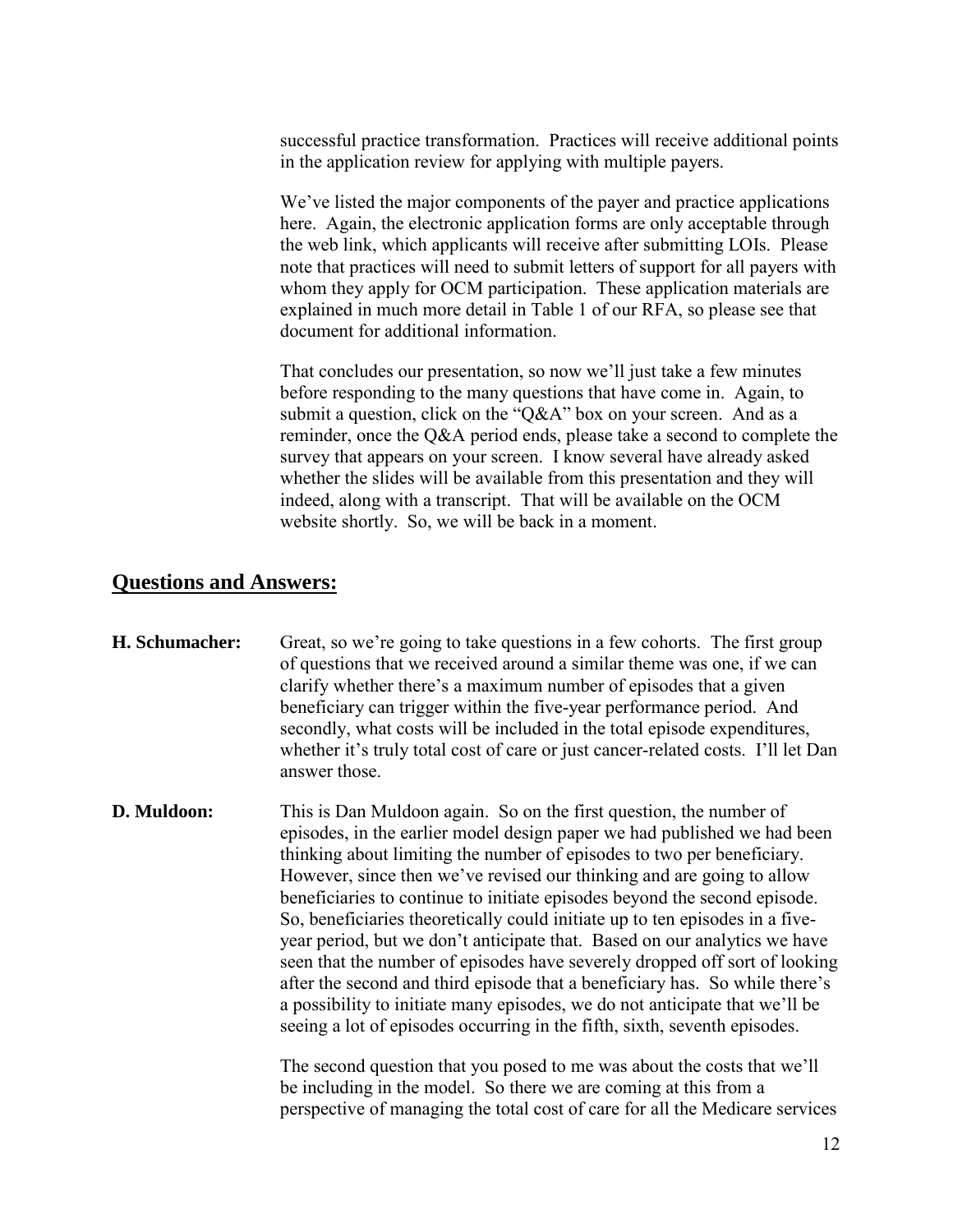successful practice transformation. Practices will receive additional points in the application review for applying with multiple payers.

We've listed the major components of the payer and practice applications here. Again, the electronic application forms are only acceptable through the web link, which applicants will receive after submitting LOIs. Please note that practices will need to submit letters of support for all payers with whom they apply for OCM participation. These application materials are explained in much more detail in Table 1 of our RFA, so please see that document for additional information.

That concludes our presentation, so now we'll just take a few minutes before responding to the many questions that have come in. Again, to submit a question, click on the "Q&A" box on your screen. And as a reminder, once the Q&A period ends, please take a second to complete the survey that appears on your screen. I know several have already asked whether the slides will be available from this presentation and they will indeed, along with a transcript. That will be available on the OCM website shortly. So, we will be back in a moment.

## Questions and Answers:

**H. Schumacher:** Great, so we're going to take questions in a few cohorts. The first group of questions that we received around a similar theme was one, if we can clarify whether there's a maximum number of episodes that a given beneficiary can trigger within the five-year performance period. And secondly, what costs will be included in the total episode expenditures, whether it's truly total cost of care or just cancer-related costs. I'll let Dan answer those.

**D. Muldoon:** This is Dan Muldoon again. So on the first question, the number of episodes, in the earlier model design paper we had published we had been thinking about limiting the number of episodes to two per beneficiary. However, since then we've revised our thinking and are going to allow beneficiaries to continue to initiate episodes beyond the second episode. So, beneficiaries theoretically could initiate up to ten episodes in a five-year period, but we don't anticipate that. Based on our analytics we have seen that the number of episodes have severely dropped off sort of looking after the second and third episode that a beneficiary has. So while there's a possibility to initiate many episodes, we do not anticipate that we'll be seeing a lot of episodes occurring in the fifth, sixth, seventh episodes.

The second question that you posed to me was about the costs that we'll be including in the model. So there we are coming at this from a perspective of managing the total cost of care for all the Medicare services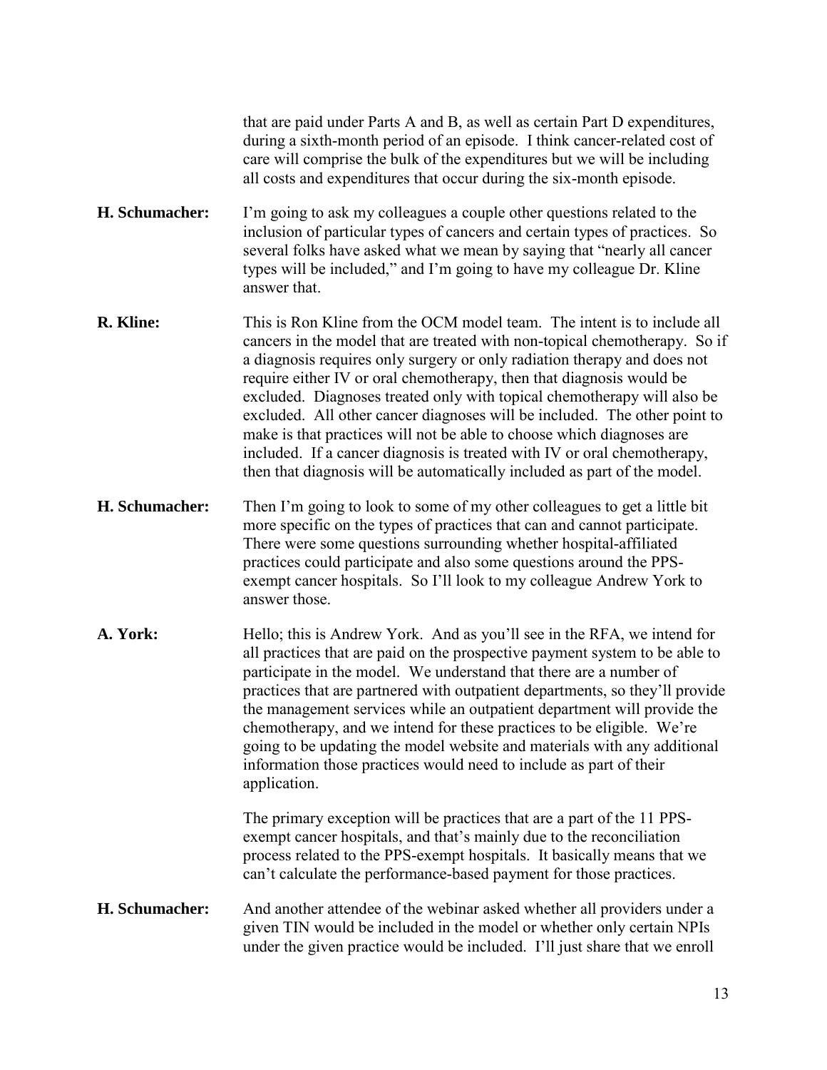that are paid under Parts A and B, as well as certain Part D expenditures, during a sixth-month period of an episode. I think cancer-related cost of care will comprise the bulk of the expenditures but we will be including all costs and expenditures that occur during the six-month episode.

**H. Schumacher:** I'm going to ask my colleagues a couple other questions related to the inclusion of particular types of cancers and certain types of practices. So several folks have asked what we mean by saying that "nearly all cancer types will be included," and I'm going to have my colleague Dr. Kline answer that.

**R. Kline:** This is Ron Kline from the OCM model team. The intent is to include all cancers in the model that are treated with non-topical chemotherapy. So if a diagnosis requires only surgery or only radiation therapy and does not require either IV or oral chemotherapy, then that diagnosis would be excluded. Diagnoses treated only with topical chemotherapy will also be excluded. All other cancer diagnoses will be included. The other point to make is that practices will not be able to choose which diagnoses are included. If a cancer diagnosis is treated with IV or oral chemotherapy, then that diagnosis will be automatically included as part of the model.

**H. Schumacher:** Then I'm going to look to some of my other colleagues to get a little bit more specific on the types of practices that can and cannot participate. There were some questions surrounding whether hospital-affiliated practices could participate and also some questions around the PPS-exempt cancer hospitals. So I'll look to my colleague Andrew York to answer those.

**A. York:** Hello; this is Andrew York. And as you'll see in the RFA, we intend for all practices that are paid on the prospective payment system to be able to participate in the model. We understand that there are a number of practices that are partnered with outpatient departments, so they'll provide the management services while an outpatient department will provide the chemotherapy, and we intend for these practices to be eligible. We're going to be updating the model website and materials with any additional information those practices would need to include as part of their application.

The primary exception will be practices that are a part of the 11 PPS-exempt cancer hospitals, and that's mainly due to the reconciliation process related to the PPS-exempt hospitals. It basically means that we can't calculate the performance-based payment for those practices.

**H. Schumacher:** And another attendee of the webinar asked whether all providers under a given TIN would be included in the model or whether only certain NPIs under the given practice would be included. I'll just share that we enroll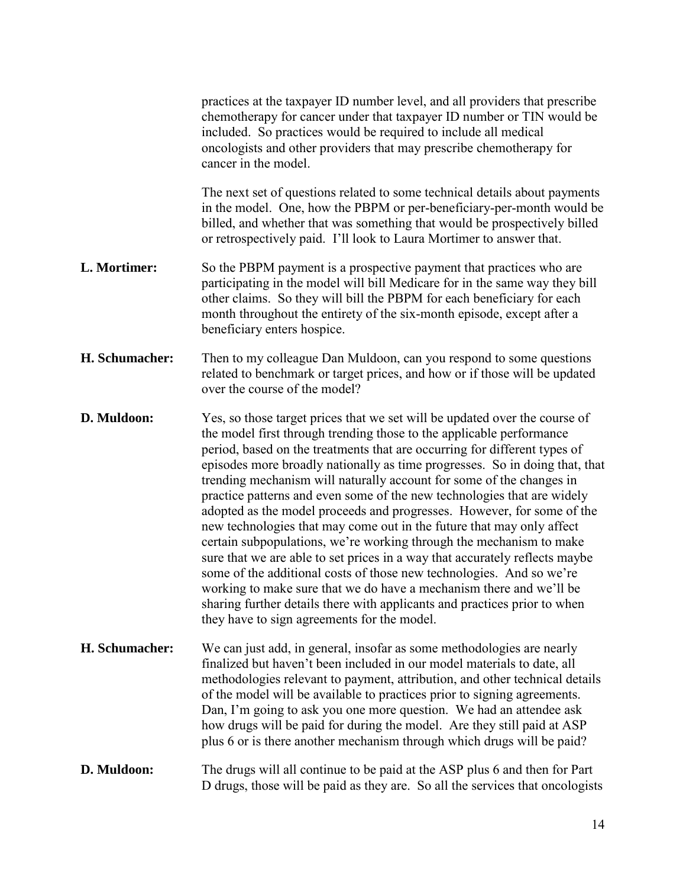practices at the taxpayer ID number level, and all providers that prescribe chemotherapy for cancer under that taxpayer ID number or TIN would be included. So practices would be required to include all medical oncologists and other providers that may prescribe chemotherapy for cancer in the model.

The next set of questions related to some technical details about payments in the model. One, how the PBPM or per-beneficiary-per-month would be billed, and whether that was something that would be prospectively billed or retrospectively paid. I'll look to Laura Mortimer to answer that.

**L. Mortimer:** So the PBPM payment is a prospective payment that practices who are participating in the model will bill Medicare for in the same way they bill other claims. So they will bill the PBPM for each beneficiary for each month throughout the entirety of the six-month episode, except after a beneficiary enters hospice.

**H. Schumacher:** Then to my colleague Dan Muldoon, can you respond to some questions related to benchmark or target prices, and how or if those will be updated over the course of the model?

**D. Muldoon:** Yes, so those target prices that we set will be updated over the course of the model first through trending those to the applicable performance period, based on the treatments that are occurring for different types of episodes more broadly nationally as time progresses. So in doing that, that trending mechanism will naturally account for some of the changes in practice patterns and even some of the new technologies that are widely adopted as the model proceeds and progresses. However, for some of the new technologies that may come out in the future that may only affect certain subpopulations, we're working through the mechanism to make sure that we are able to set prices in a way that accurately reflects maybe some of the additional costs of those new technologies. And so we're working to make sure that we do have a mechanism there and we'll be sharing further details there with applicants and practices prior to when they have to sign agreements for the model.

**H. Schumacher:** We can just add, in general, insofar as some methodologies are nearly finalized but haven't been included in our model materials to date, all methodologies relevant to payment, attribution, and other technical details of the model will be available to practices prior to signing agreements. Dan, I'm going to ask you one more question. We had an attendee ask how drugs will be paid for during the model. Are they still paid at ASP plus 6 or is there another mechanism through which drugs will be paid?

**D. Muldoon:** The drugs will all continue to be paid at the ASP plus 6 and then for Part D drugs, those will be paid as they are. So all the services that oncologists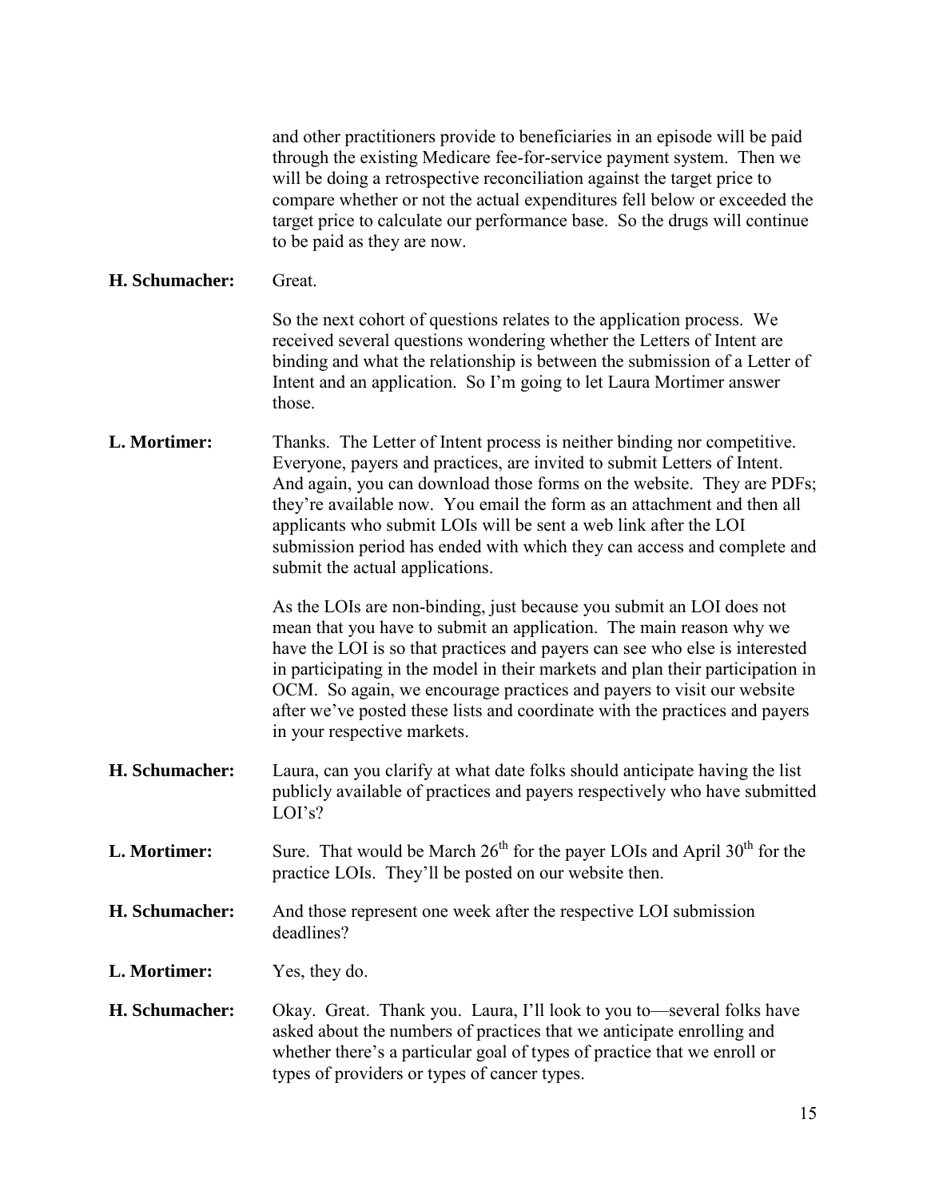and other practitioners provide to beneficiaries in an episode will be paid through the existing Medicare fee-for-service payment system. Then we will be doing a retrospective reconciliation against the target price to compare whether or not the actual expenditures fell below or exceeded the target price to calculate our performance base. So the drugs will continue to be paid as they are now.

**H. Schumacher:** Great.

So the next cohort of questions relates to the application process. We received several questions wondering whether the Letters of Intent are binding and what the relationship is between the submission of a Letter of Intent and an application. So I'm going to let Laura Mortimer answer those.

**L. Mortimer:** Thanks. The Letter of Intent process is neither binding nor competitive. Everyone, payers and practices, are invited to submit Letters of Intent. And again, you can download those forms on the website. They are PDFs; they're available now. You email the form as an attachment and then all applicants who submit LOIs will be sent a web link after the LOI submission period has ended with which they can access and complete and submit the actual applications.

As the LOIs are non-binding, just because you submit an LOI does not mean that you have to submit an application. The main reason why we have the LOI is so that practices and payers can see who else is interested in participating in the model in their markets and plan their participation in OCM. So again, we encourage practices and payers to visit our website after we've posted these lists and coordinate with the practices and payers in your respective markets.

**H. Schumacher:** Laura, can you clarify at what date folks should anticipate having the list publicly available of practices and payers respectively who have submitted LOI's?

**L. Mortimer:** Sure. That would be March 26th for the payer LOIs and April 30th for the practice LOIs. They'll be posted on our website then.

**H. Schumacher:** And those represent one week after the respective LOI submission deadlines?

**L. Mortimer:** Yes, they do.

**H. Schumacher:** Okay. Great. Thank you. Laura, I'll look to you to—several folks have asked about the numbers of practices that we anticipate enrolling and whether there's a particular goal of types of practice that we enroll or types of providers or types of cancer types.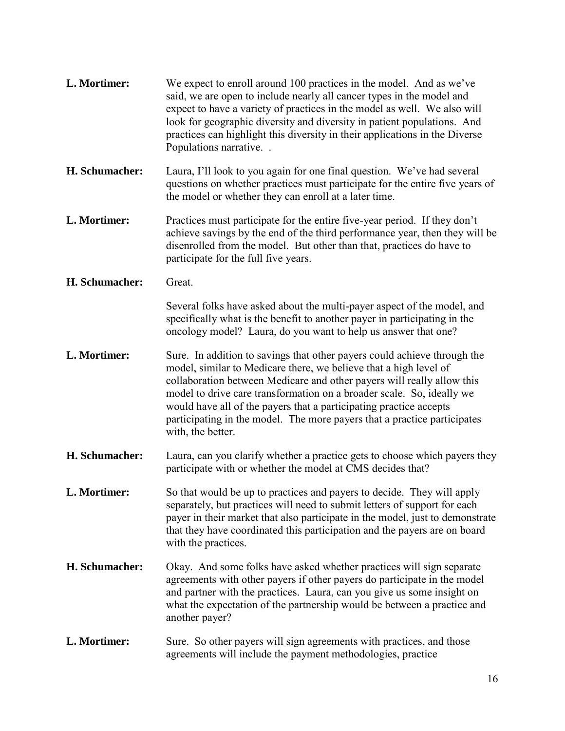**L. Mortimer:** We expect to enroll around 100 practices in the model. And as we've said, we are open to include nearly all cancer types in the model and expect to have a variety of practices in the model as well. We also will look for geographic diversity and diversity in patient populations. And practices can highlight this diversity in their applications in the Diverse Populations narrative. .

**H. Schumacher:** Laura, I'll look to you again for one final question. We've had several questions on whether practices must participate for the entire five years of the model or whether they can enroll at a later time.

**L. Mortimer:** Practices must participate for the entire five-year period. If they don't achieve savings by the end of the third performance year, then they will be disenrolled from the model. But other than that, practices do have to participate for the full five years.

**H. Schumacher:** Great.

Several folks have asked about the multi-payer aspect of the model, and specifically what is the benefit to another payer in participating in the oncology model? Laura, do you want to help us answer that one?

**L. Mortimer:** Sure. In addition to savings that other payers could achieve through the model, similar to Medicare there, we believe that a high level of collaboration between Medicare and other payers will really allow this model to drive care transformation on a broader scale. So, ideally we would have all of the payers that a participating practice accepts participating in the model. The more payers that a practice participates with, the better.

**H. Schumacher:** Laura, can you clarify whether a practice gets to choose which payers they participate with or whether the model at CMS decides that?

**L. Mortimer:** So that would be up to practices and payers to decide. They will apply separately, but practices will need to submit letters of support for each payer in their market that also participate in the model, just to demonstrate that they have coordinated this participation and the payers are on board with the practices.

**H. Schumacher:** Okay. And some folks have asked whether practices will sign separate agreements with other payers if other payers do participate in the model and partner with the practices. Laura, can you give us some insight on what the expectation of the partnership would be between a practice and another payer?

**L. Mortimer:** Sure. So other payers will sign agreements with practices, and those agreements will include the payment methodologies, practice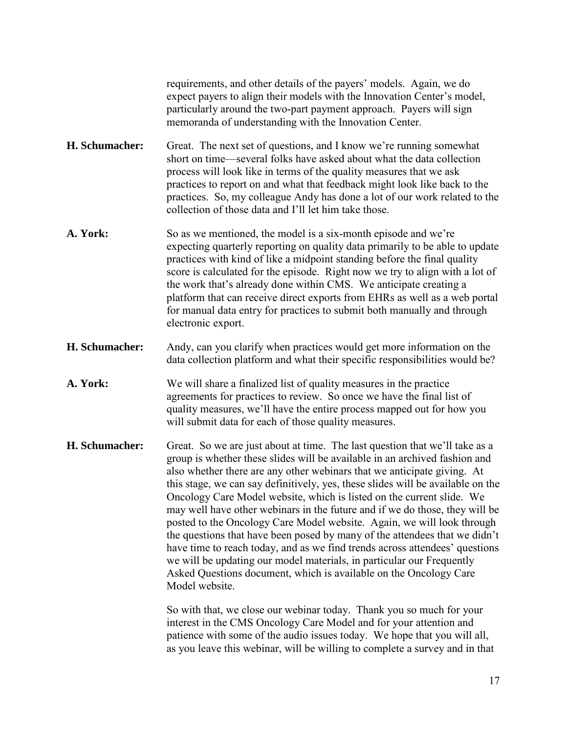requirements, and other details of the payers' models. Again, we do expect payers to align their models with the Innovation Center's model, particularly around the two-part payment approach. Payers will sign memoranda of understanding with the Innovation Center.

**H. Schumacher:** Great. The next set of questions, and I know we're running somewhat short on time—several folks have asked about what the data collection process will look like in terms of the quality measures that we ask practices to report on and what that feedback might look like back to the practices. So, my colleague Andy has done a lot of our work related to the collection of those data and I'll let him take those.

**A. York:** So as we mentioned, the model is a six-month episode and we're expecting quarterly reporting on quality data primarily to be able to update practices with kind of like a midpoint standing before the final quality score is calculated for the episode. Right now we try to align with a lot of the work that's already done within CMS. We anticipate creating a platform that can receive direct exports from EHRs as well as a web portal for manual data entry for practices to submit both manually and through electronic export.

**H. Schumacher:** Andy, can you clarify when practices would get more information on the data collection platform and what their specific responsibilities would be?

**A. York:** We will share a finalized list of quality measures in the practice agreements for practices to review. So once we have the final list of quality measures, we'll have the entire process mapped out for how you will submit data for each of those quality measures.

**H. Schumacher:** Great. So we are just about at time. The last question that we'll take as a group is whether these slides will be available in an archived fashion and also whether there are any other webinars that we anticipate giving. At this stage, we can say definitively, yes, these slides will be available on the Oncology Care Model website, which is listed on the current slide. We may well have other webinars in the future and if we do those, they will be posted to the Oncology Care Model website. Again, we will look through the questions that have been posed by many of the attendees that we didn't have time to reach today, and as we find trends across attendees' questions we will be updating our model materials, in particular our Frequently Asked Questions document, which is available on the Oncology Care Model website.

So with that, we close our webinar today. Thank you so much for your interest in the CMS Oncology Care Model and for your attention and patience with some of the audio issues today. We hope that you will all, as you leave this webinar, will be willing to complete a survey and in that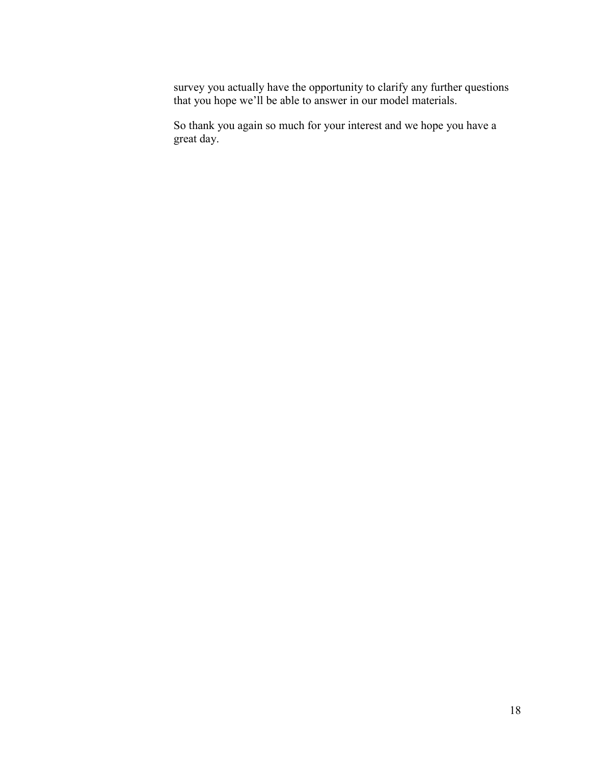survey you actually have the opportunity to clarify any further questions that you hope we'll be able to answer in our model materials.

So thank you again so much for your interest and we hope you have a great day.